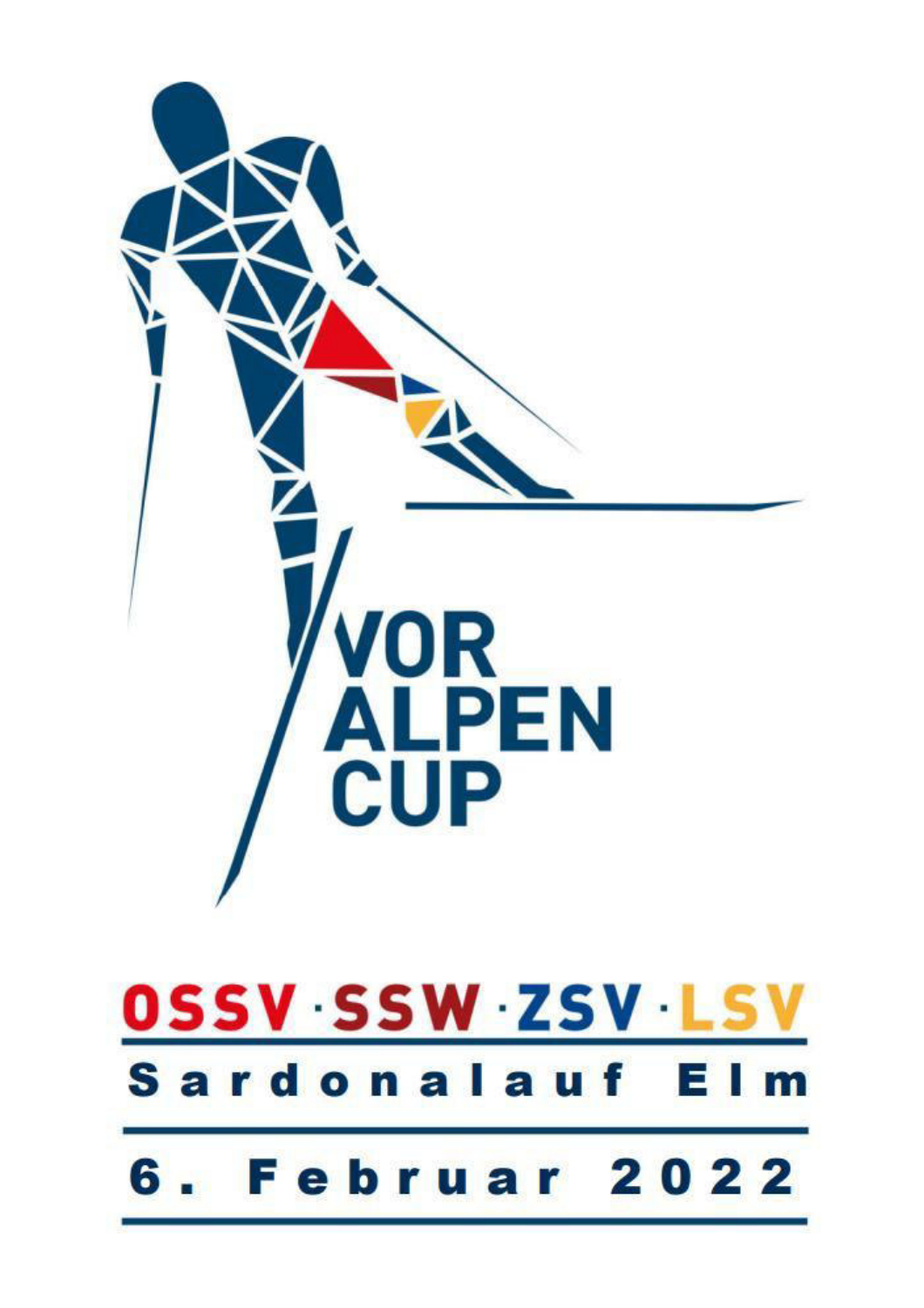# VOR ALPEN CUP

## OSSV · SSW · ZSV · LSV

## Sardonalauf Elm

## 6. Februar 2022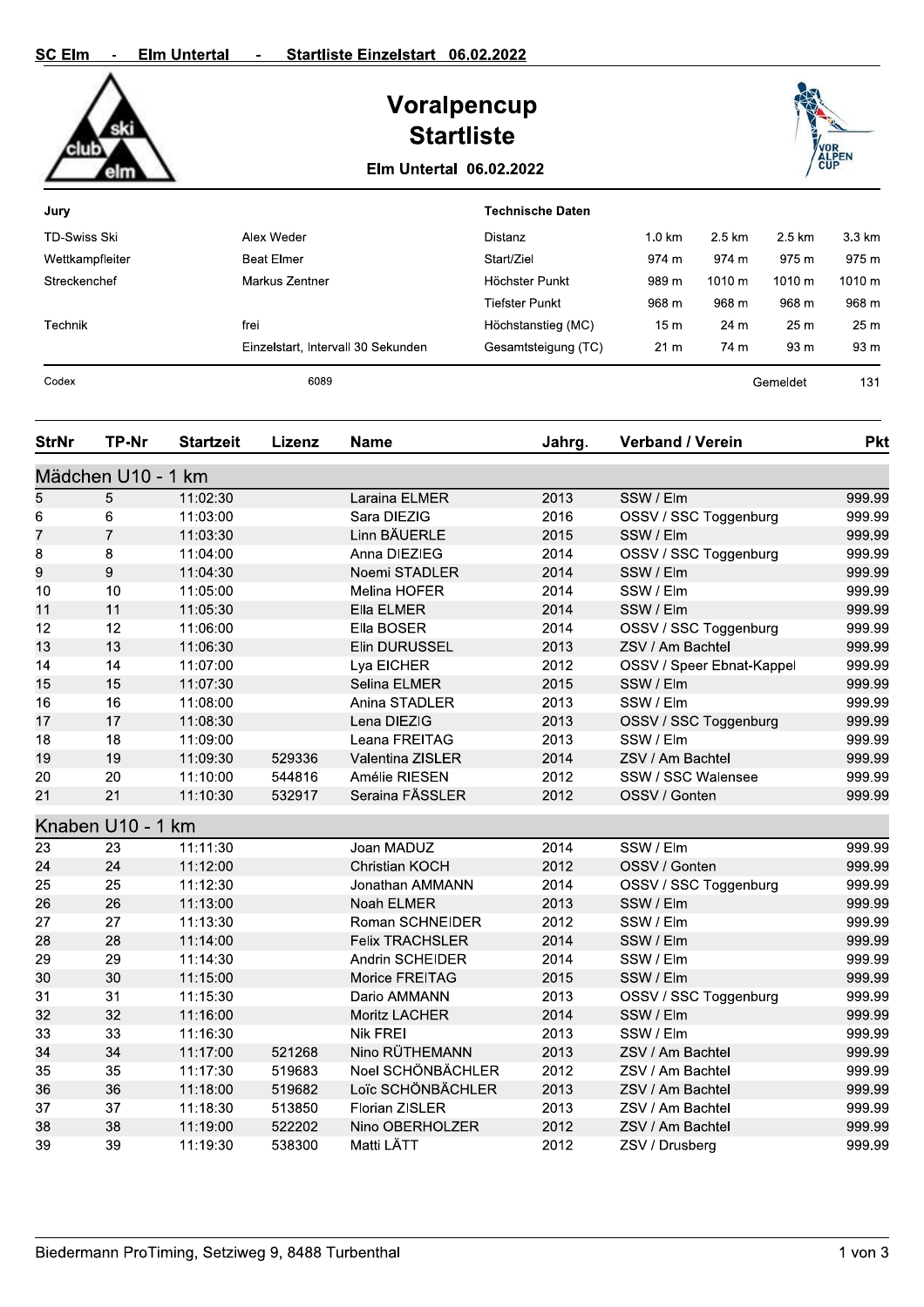**SC Elm - Elm Untertal - Startliste Einzelstart 06.02.2022**

# Voralpencup
# Startliste

**Elm Untertal 06.02.2022**

| **Jury** | | **Technische Daten** | | | | |
|---|---|---|---|---|---|---|
| TD-Swiss Ski | Alex Weder | Distanz | 1.0 km | 2.5 km | 2.5 km | 3.3 km |
| Wettkampfleiter | Beat Elmer | Start/Ziel | 974 m | 974 m | 975 m | 975 m |
| Streckenchef | Markus Zentner | Höchster Punkt | 989 m | 1010 m | 1010 m | 1010 m |
| | | Tiefster Punkt | 968 m | 968 m | 968 m | 968 m |
| Technik | frei | Höchstanstieg (MC) | 15 m | 24 m | 25 m | 25 m |
| | Einzelstart, Intervall 30 Sekunden | Gesamtsteigung (TC) | 21 m | 74 m | 93 m | 93 m |

Codex 6089 — Gemeldet 131

| StrNr | TP-Nr | Startzeit | Lizenz | Name | Jahrg. | Verband / Verein | Pkt |
|---|---|---|---|---|---|---|---|
| **Mädchen U10 - 1 km** | | | | | | | |
| 5 | 5 | 11:02:30 | | Laraina ELMER | 2013 | SSW / Elm | 999.99 |
| 6 | 6 | 11:03:00 | | Sara DIEZIG | 2016 | OSSV / SSC Toggenburg | 999.99 |
| 7 | 7 | 11:03:30 | | Linn BÄUERLE | 2015 | SSW / Elm | 999.99 |
| 8 | 8 | 11:04:00 | | Anna DIEZIEG | 2014 | OSSV / SSC Toggenburg | 999.99 |
| 9 | 9 | 11:04:30 | | Noemi STADLER | 2014 | SSW / Elm | 999.99 |
| 10 | 10 | 11:05:00 | | Melina HOFER | 2014 | SSW / Elm | 999.99 |
| 11 | 11 | 11:05:30 | | Ella ELMER | 2014 | SSW / Elm | 999.99 |
| 12 | 12 | 11:06:00 | | Ella BOSER | 2014 | OSSV / SSC Toggenburg | 999.99 |
| 13 | 13 | 11:06:30 | | Elin DURUSSEL | 2013 | ZSV / Am Bachtel | 999.99 |
| 14 | 14 | 11:07:00 | | Lya EICHER | 2012 | OSSV / Speer Ebnat-Kappel | 999.99 |
| 15 | 15 | 11:07:30 | | Selina ELMER | 2015 | SSW / Elm | 999.99 |
| 16 | 16 | 11:08:00 | | Anina STADLER | 2013 | SSW / Elm | 999.99 |
| 17 | 17 | 11:08:30 | | Lena DIEZIG | 2013 | OSSV / SSC Toggenburg | 999.99 |
| 18 | 18 | 11:09:00 | | Leana FREITAG | 2013 | SSW / Elm | 999.99 |
| 19 | 19 | 11:09:30 | 529336 | Valentina ZISLER | 2014 | ZSV / Am Bachtel | 999.99 |
| 20 | 20 | 11:10:00 | 544816 | Amélie RIESEN | 2012 | SSW / SSC Walensee | 999.99 |
| 21 | 21 | 11:10:30 | 532917 | Seraina FÄSSLER | 2012 | OSSV / Gonten | 999.99 |
| **Knaben U10 - 1 km** | | | | | | | |
| 23 | 23 | 11:11:30 | | Joan MADUZ | 2014 | SSW / Elm | 999.99 |
| 24 | 24 | 11:12:00 | | Christian KOCH | 2012 | OSSV / Gonten | 999.99 |
| 25 | 25 | 11:12:30 | | Jonathan AMMANN | 2014 | OSSV / SSC Toggenburg | 999.99 |
| 26 | 26 | 11:13:00 | | Noah ELMER | 2013 | SSW / Elm | 999.99 |
| 27 | 27 | 11:13:30 | | Roman SCHNEIDER | 2012 | SSW / Elm | 999.99 |
| 28 | 28 | 11:14:00 | | Felix TRACHSLER | 2014 | SSW / Elm | 999.99 |
| 29 | 29 | 11:14:30 | | Andrin SCHEIDER | 2014 | SSW / Elm | 999.99 |
| 30 | 30 | 11:15:00 | | Morice FREITAG | 2015 | SSW / Elm | 999.99 |
| 31 | 31 | 11:15:30 | | Dario AMMANN | 2013 | OSSV / SSC Toggenburg | 999.99 |
| 32 | 32 | 11:16:00 | | Moritz LACHER | 2014 | SSW / Elm | 999.99 |
| 33 | 33 | 11:16:30 | | Nik FREI | 2013 | SSW / Elm | 999.99 |
| 34 | 34 | 11:17:00 | 521268 | Nino RÜTHEMANN | 2013 | ZSV / Am Bachtel | 999.99 |
| 35 | 35 | 11:17:30 | 519683 | Noel SCHÖNBÄCHLER | 2012 | ZSV / Am Bachtel | 999.99 |
| 36 | 36 | 11:18:00 | 519682 | Loïc SCHÖNBÄCHLER | 2013 | ZSV / Am Bachtel | 999.99 |
| 37 | 37 | 11:18:30 | 513850 | Florian ZISLER | 2013 | ZSV / Am Bachtel | 999.99 |
| 38 | 38 | 11:19:00 | 522202 | Nino OBERHOLZER | 2012 | ZSV / Am Bachtel | 999.99 |
| 39 | 39 | 11:19:30 | 538300 | Matti LÄTT | 2012 | ZSV / Drusberg | 999.99 |

Biedermann ProTiming, Setziweg 9, 8488 Turbenthal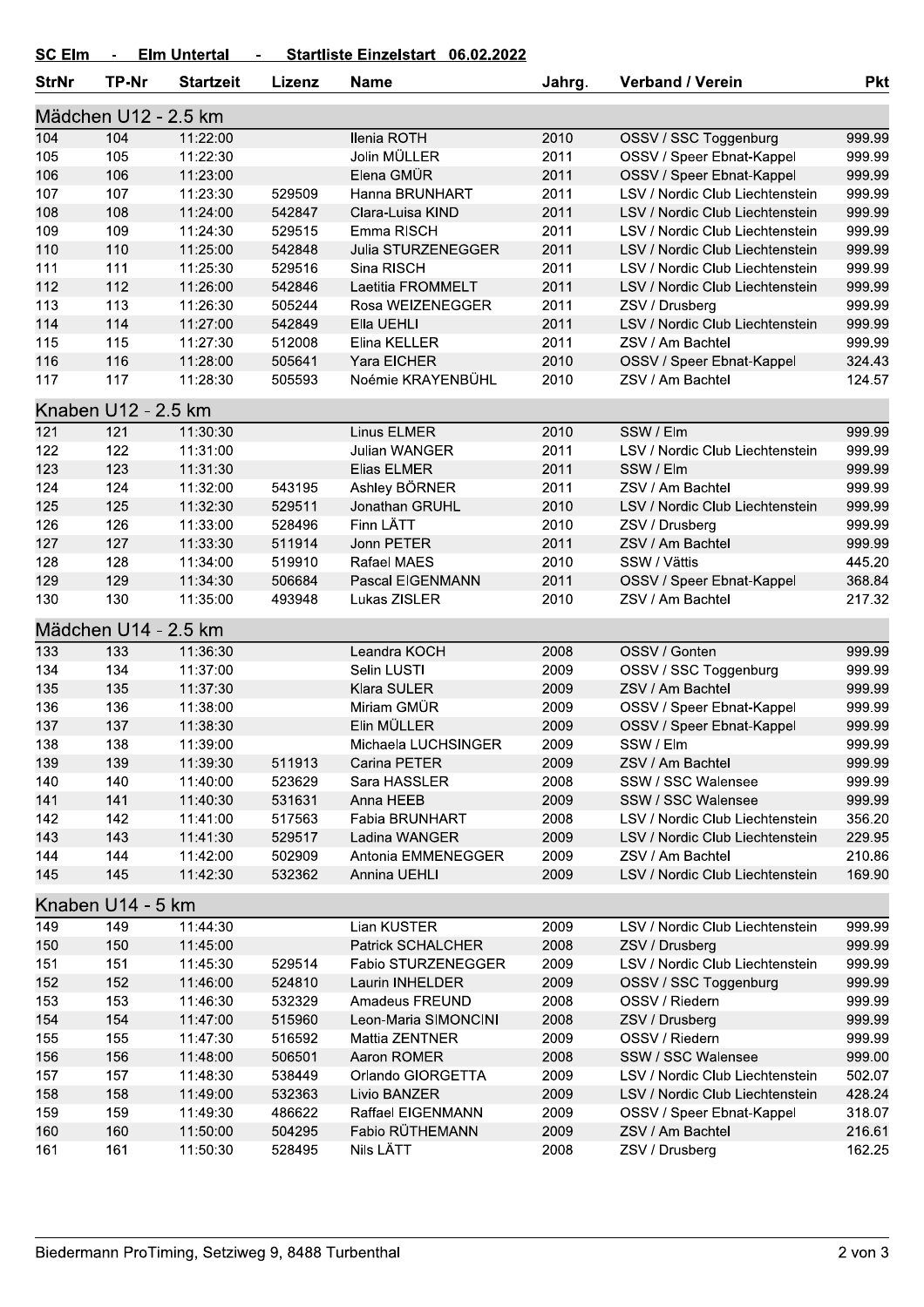## SC Elm - Elm Untertal - Startliste Einzelstart 06.02.2022

| StrNr | TP-Nr | Startzeit | Lizenz | Name | Jahrg. | Verband / Verein | Pkt |
|---|---|---|---|---|---|---|---|
| **Mädchen U12 - 2.5 km** | | | | | | | |
| 104 | 104 | 11:22:00 | | Ilenia ROTH | 2010 | OSSV / SSC Toggenburg | 999.99 |
| 105 | 105 | 11:22:30 | | Jolin MÜLLER | 2011 | OSSV / Speer Ebnat-Kappel | 999.99 |
| 106 | 106 | 11:23:00 | | Elena GMÜR | 2011 | OSSV / Speer Ebnat-Kappel | 999.99 |
| 107 | 107 | 11:23:30 | 529509 | Hanna BRUNHART | 2011 | LSV / Nordic Club Liechtenstein | 999.99 |
| 108 | 108 | 11:24:00 | 542847 | Clara-Luisa KIND | 2011 | LSV / Nordic Club Liechtenstein | 999.99 |
| 109 | 109 | 11:24:30 | 529515 | Emma RISCH | 2011 | LSV / Nordic Club Liechtenstein | 999.99 |
| 110 | 110 | 11:25:00 | 542848 | Julia STURZENEGGER | 2011 | LSV / Nordic Club Liechtenstein | 999.99 |
| 111 | 111 | 11:25:30 | 529516 | Sina RISCH | 2011 | LSV / Nordic Club Liechtenstein | 999.99 |
| 112 | 112 | 11:26:00 | 542846 | Laetitia FROMMELT | 2011 | LSV / Nordic Club Liechtenstein | 999.99 |
| 113 | 113 | 11:26:30 | 505244 | Rosa WEIZENEGGER | 2011 | ZSV / Drusberg | 999.99 |
| 114 | 114 | 11:27:00 | 542849 | Ella UEHLI | 2011 | LSV / Nordic Club Liechtenstein | 999.99 |
| 115 | 115 | 11:27:30 | 512008 | Elina KELLER | 2011 | ZSV / Am Bachtel | 999.99 |
| 116 | 116 | 11:28:00 | 505641 | Yara EICHER | 2010 | OSSV / Speer Ebnat-Kappel | 324.43 |
| 117 | 117 | 11:28:30 | 505593 | Noémie KRAYENBÜHL | 2010 | ZSV / Am Bachtel | 124.57 |
| **Knaben U12 - 2.5 km** | | | | | | | |
| 121 | 121 | 11:30:30 | | Linus ELMER | 2010 | SSW / Elm | 999.99 |
| 122 | 122 | 11:31:00 | | Julian WANGER | 2011 | LSV / Nordic Club Liechtenstein | 999.99 |
| 123 | 123 | 11:31:30 | | Elias ELMER | 2011 | SSW / Elm | 999.99 |
| 124 | 124 | 11:32:00 | 543195 | Ashley BÖRNER | 2011 | ZSV / Am Bachtel | 999.99 |
| 125 | 125 | 11:32:30 | 529511 | Jonathan GRUHL | 2010 | LSV / Nordic Club Liechtenstein | 999.99 |
| 126 | 126 | 11:33:00 | 528496 | Finn LÄTT | 2010 | ZSV / Drusberg | 999.99 |
| 127 | 127 | 11:33:30 | 511914 | Jonn PETER | 2011 | ZSV / Am Bachtel | 999.99 |
| 128 | 128 | 11:34:00 | 519910 | Rafael MAES | 2010 | SSW / Vättis | 445.20 |
| 129 | 129 | 11:34:30 | 506684 | Pascal EIGENMANN | 2011 | OSSV / Speer Ebnat-Kappel | 368.84 |
| 130 | 130 | 11:35:00 | 493948 | Lukas ZISLER | 2010 | ZSV / Am Bachtel | 217.32 |
| **Mädchen U14 - 2.5 km** | | | | | | | |
| 133 | 133 | 11:36:30 | | Leandra KOCH | 2008 | OSSV / Gonten | 999.99 |
| 134 | 134 | 11:37:00 | | Selin LUSTI | 2009 | OSSV / SSC Toggenburg | 999.99 |
| 135 | 135 | 11:37:30 | | Klara SULER | 2009 | ZSV / Am Bachtel | 999.99 |
| 136 | 136 | 11:38:00 | | Miriam GMÜR | 2009 | OSSV / Speer Ebnat-Kappel | 999.99 |
| 137 | 137 | 11:38:30 | | Elin MÜLLER | 2009 | OSSV / Speer Ebnat-Kappel | 999.99 |
| 138 | 138 | 11:39:00 | | Michaela LUCHSINGER | 2009 | SSW / Elm | 999.99 |
| 139 | 139 | 11:39:30 | 511913 | Carina PETER | 2009 | ZSV / Am Bachtel | 999.99 |
| 140 | 140 | 11:40:00 | 523629 | Sara HASSLER | 2008 | SSW / SSC Walensee | 999.99 |
| 141 | 141 | 11:40:30 | 531631 | Anna HEEB | 2009 | SSW / SSC Walensee | 999.99 |
| 142 | 142 | 11:41:00 | 517563 | Fabia BRUNHART | 2008 | LSV / Nordic Club Liechtenstein | 356.20 |
| 143 | 143 | 11:41:30 | 529517 | Ladina WANGER | 2009 | LSV / Nordic Club Liechtenstein | 229.95 |
| 144 | 144 | 11:42:00 | 502909 | Antonia EMMENEGGER | 2009 | ZSV / Am Bachtel | 210.86 |
| 145 | 145 | 11:42:30 | 532362 | Annina UEHLI | 2009 | LSV / Nordic Club Liechtenstein | 169.90 |
| **Knaben U14 - 5 km** | | | | | | | |
| 149 | 149 | 11:44:30 | | Lian KUSTER | 2009 | LSV / Nordic Club Liechtenstein | 999.99 |
| 150 | 150 | 11:45:00 | | Patrick SCHALCHER | 2008 | ZSV / Drusberg | 999.99 |
| 151 | 151 | 11:45:30 | 529514 | Fabio STURZENEGGER | 2009 | LSV / Nordic Club Liechtenstein | 999.99 |
| 152 | 152 | 11:46:00 | 524810 | Laurin INHELDER | 2009 | OSSV / SSC Toggenburg | 999.99 |
| 153 | 153 | 11:46:30 | 532329 | Amadeus FREUND | 2008 | OSSV / Riedern | 999.99 |
| 154 | 154 | 11:47:00 | 515960 | Leon-Maria SIMONCINI | 2008 | ZSV / Drusberg | 999.99 |
| 155 | 155 | 11:47:30 | 516592 | Mattia ZENTNER | 2009 | OSSV / Riedern | 999.99 |
| 156 | 156 | 11:48:00 | 506501 | Aaron ROMER | 2008 | SSW / SSC Walensee | 999.00 |
| 157 | 157 | 11:48:30 | 538449 | Orlando GIORGETTA | 2009 | LSV / Nordic Club Liechtenstein | 502.07 |
| 158 | 158 | 11:49:00 | 532363 | Livio BANZER | 2009 | LSV / Nordic Club Liechtenstein | 428.24 |
| 159 | 159 | 11:49:30 | 486622 | Raffael EIGENMANN | 2009 | OSSV / Speer Ebnat-Kappel | 318.07 |
| 160 | 160 | 11:50:00 | 504295 | Fabio RÜTHEMANN | 2009 | ZSV / Am Bachtel | 216.61 |
| 161 | 161 | 11:50:30 | 528495 | Nils LÄTT | 2008 | ZSV / Drusberg | 162.25 |

Biedermann ProTiming, Setziweg 9, 8488 Turbenthal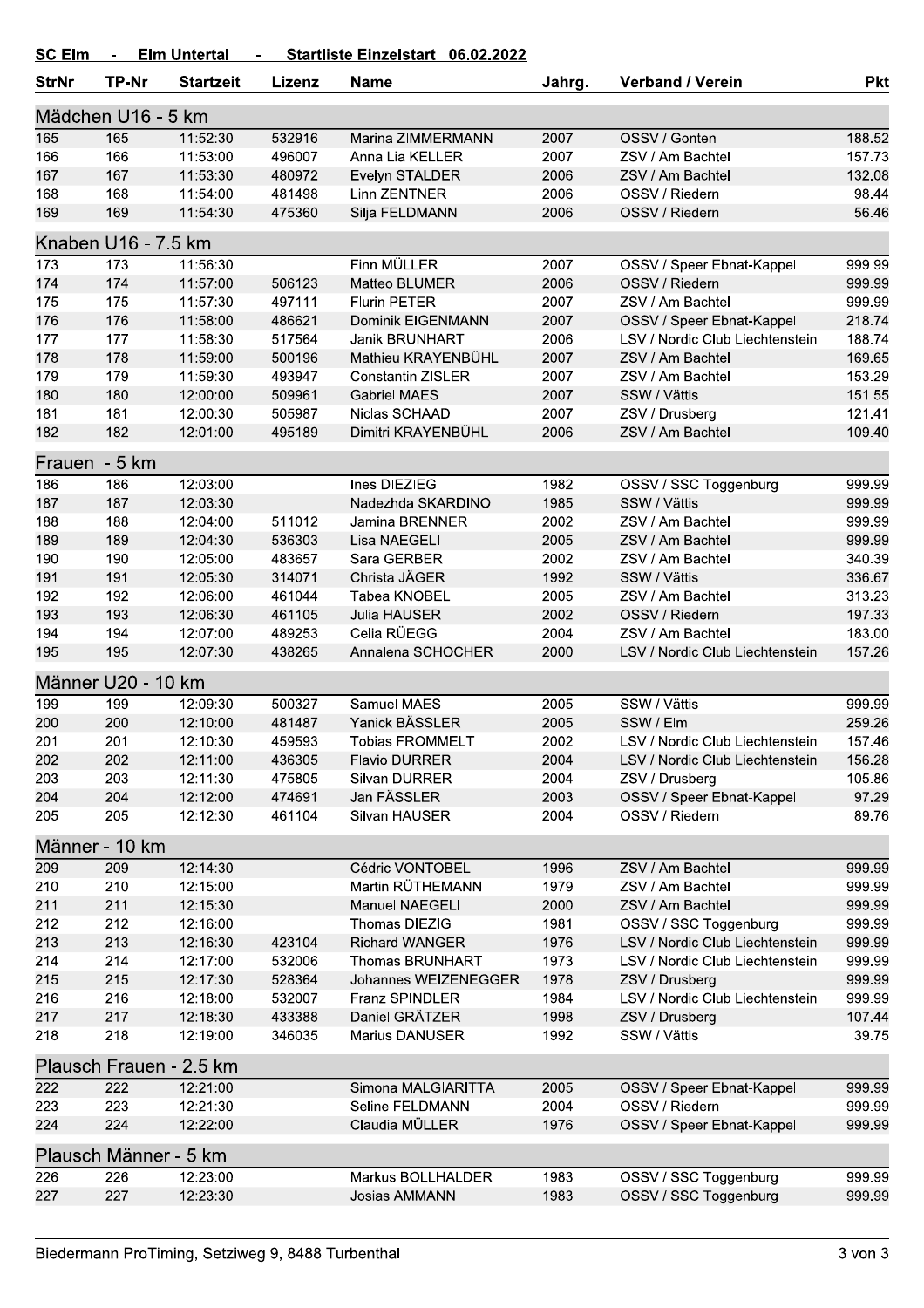# SC Elm - Elm Untertal - Startliste Einzelstart 06.02.2022

| StrNr | TP-Nr | Startzeit | Lizenz | Name | Jahrg. | Verband / Verein | Pkt |
|---|---|---|---|---|---|---|---|
| **Mädchen U16 - 5 km** | | | | | | | |
| 165 | 165 | 11:52:30 | 532916 | Marina ZIMMERMANN | 2007 | OSSV / Gonten | 188.52 |
| 166 | 166 | 11:53:00 | 496007 | Anna Lia KELLER | 2007 | ZSV / Am Bachtel | 157.73 |
| 167 | 167 | 11:53:30 | 480972 | Evelyn STALDER | 2006 | ZSV / Am Bachtel | 132.08 |
| 168 | 168 | 11:54:00 | 481498 | Linn ZENTNER | 2006 | OSSV / Riedern | 98.44 |
| 169 | 169 | 11:54:30 | 475360 | Silja FELDMANN | 2006 | OSSV / Riedern | 56.46 |
| **Knaben U16 - 7.5 km** | | | | | | | |
| 173 | 173 | 11:56:30 | | Finn MÜLLER | 2007 | OSSV / Speer Ebnat-Kappel | 999.99 |
| 174 | 174 | 11:57:00 | 506123 | Matteo BLUMER | 2006 | OSSV / Riedern | 999.99 |
| 175 | 175 | 11:57:30 | 497111 | Flurin PETER | 2007 | ZSV / Am Bachtel | 999.99 |
| 176 | 176 | 11:58:00 | 486621 | Dominik EIGENMANN | 2007 | OSSV / Speer Ebnat-Kappel | 218.74 |
| 177 | 177 | 11:58:30 | 517564 | Janik BRUNHART | 2006 | LSV / Nordic Club Liechtenstein | 188.74 |
| 178 | 178 | 11:59:00 | 500196 | Mathieu KRAYENBÜHL | 2007 | ZSV / Am Bachtel | 169.65 |
| 179 | 179 | 11:59:30 | 493947 | Constantin ZISLER | 2007 | ZSV / Am Bachtel | 153.29 |
| 180 | 180 | 12:00:00 | 509961 | Gabriel MAES | 2007 | SSW / Vättis | 151.55 |
| 181 | 181 | 12:00:30 | 505987 | Niclas SCHAAD | 2007 | ZSV / Drusberg | 121.41 |
| 182 | 182 | 12:01:00 | 495189 | Dimitri KRAYENBÜHL | 2006 | ZSV / Am Bachtel | 109.40 |
| **Frauen - 5 km** | | | | | | | |
| 186 | 186 | 12:03:00 | | Ines DIEZIEG | 1982 | OSSV / SSC Toggenburg | 999.99 |
| 187 | 187 | 12:03:30 | | Nadezhda SKARDINO | 1985 | SSW / Vättis | 999.99 |
| 188 | 188 | 12:04:00 | 511012 | Jamina BRENNER | 2002 | ZSV / Am Bachtel | 999.99 |
| 189 | 189 | 12:04:30 | 536303 | Lisa NAEGELI | 2005 | ZSV / Am Bachtel | 999.99 |
| 190 | 190 | 12:05:00 | 483657 | Sara GERBER | 2002 | ZSV / Am Bachtel | 340.39 |
| 191 | 191 | 12:05:30 | 314071 | Christa JÄGER | 1992 | SSW / Vättis | 336.67 |
| 192 | 192 | 12:06:00 | 461044 | Tabea KNOBEL | 2005 | ZSV / Am Bachtel | 313.23 |
| 193 | 193 | 12:06:30 | 461105 | Julia HAUSER | 2002 | OSSV / Riedern | 197.33 |
| 194 | 194 | 12:07:00 | 489253 | Celia RÜEGG | 2004 | ZSV / Am Bachtel | 183.00 |
| 195 | 195 | 12:07:30 | 438265 | Annalena SCHOCHER | 2000 | LSV / Nordic Club Liechtenstein | 157.26 |
| **Männer U20 - 10 km** | | | | | | | |
| 199 | 199 | 12:09:30 | 500327 | Samuel MAES | 2005 | SSW / Vättis | 999.99 |
| 200 | 200 | 12:10:00 | 481487 | Yanick BÄSSLER | 2005 | SSW / Elm | 259.26 |
| 201 | 201 | 12:10:30 | 459593 | Tobias FROMMELT | 2002 | LSV / Nordic Club Liechtenstein | 157.46 |
| 202 | 202 | 12:11:00 | 436305 | Flavio DURRER | 2004 | LSV / Nordic Club Liechtenstein | 156.28 |
| 203 | 203 | 12:11:30 | 475805 | Silvan DURRER | 2004 | ZSV / Drusberg | 105.86 |
| 204 | 204 | 12:12:00 | 474691 | Jan FÄSSLER | 2003 | OSSV / Speer Ebnat-Kappel | 97.29 |
| 205 | 205 | 12:12:30 | 461104 | Silvan HAUSER | 2004 | OSSV / Riedern | 89.76 |
| **Männer - 10 km** | | | | | | | |
| 209 | 209 | 12:14:30 | | Cédric VONTOBEL | 1996 | ZSV / Am Bachtel | 999.99 |
| 210 | 210 | 12:15:00 | | Martin RÜTHEMANN | 1979 | ZSV / Am Bachtel | 999.99 |
| 211 | 211 | 12:15:30 | | Manuel NAEGELI | 2000 | ZSV / Am Bachtel | 999.99 |
| 212 | 212 | 12:16:00 | | Thomas DIEZIG | 1981 | OSSV / SSC Toggenburg | 999.99 |
| 213 | 213 | 12:16:30 | 423104 | Richard WANGER | 1976 | LSV / Nordic Club Liechtenstein | 999.99 |
| 214 | 214 | 12:17:00 | 532006 | Thomas BRUNHART | 1973 | LSV / Nordic Club Liechtenstein | 999.99 |
| 215 | 215 | 12:17:30 | 528364 | Johannes WEIZENEGGER | 1978 | ZSV / Drusberg | 999.99 |
| 216 | 216 | 12:18:00 | 532007 | Franz SPINDLER | 1984 | LSV / Nordic Club Liechtenstein | 999.99 |
| 217 | 217 | 12:18:30 | 433388 | Daniel GRÄTZER | 1998 | ZSV / Drusberg | 107.44 |
| 218 | 218 | 12:19:00 | 346035 | Marius DANUSER | 1992 | SSW / Vättis | 39.75 |
| **Plausch Frauen - 2.5 km** | | | | | | | |
| 222 | 222 | 12:21:00 | | Simona MALGIARITTA | 2005 | OSSV / Speer Ebnat-Kappel | 999.99 |
| 223 | 223 | 12:21:30 | | Seline FELDMANN | 2004 | OSSV / Riedern | 999.99 |
| 224 | 224 | 12:22:00 | | Claudia MÜLLER | 1976 | OSSV / Speer Ebnat-Kappel | 999.99 |
| **Plausch Männer - 5 km** | | | | | | | |
| 226 | 226 | 12:23:00 | | Markus BOLLHALDER | 1983 | OSSV / SSC Toggenburg | 999.99 |
| 227 | 227 | 12:23:30 | | Josias AMMANN | 1983 | OSSV / SSC Toggenburg | 999.99 |

Biedermann ProTiming, Setziweg 9, 8488 Turbenthal